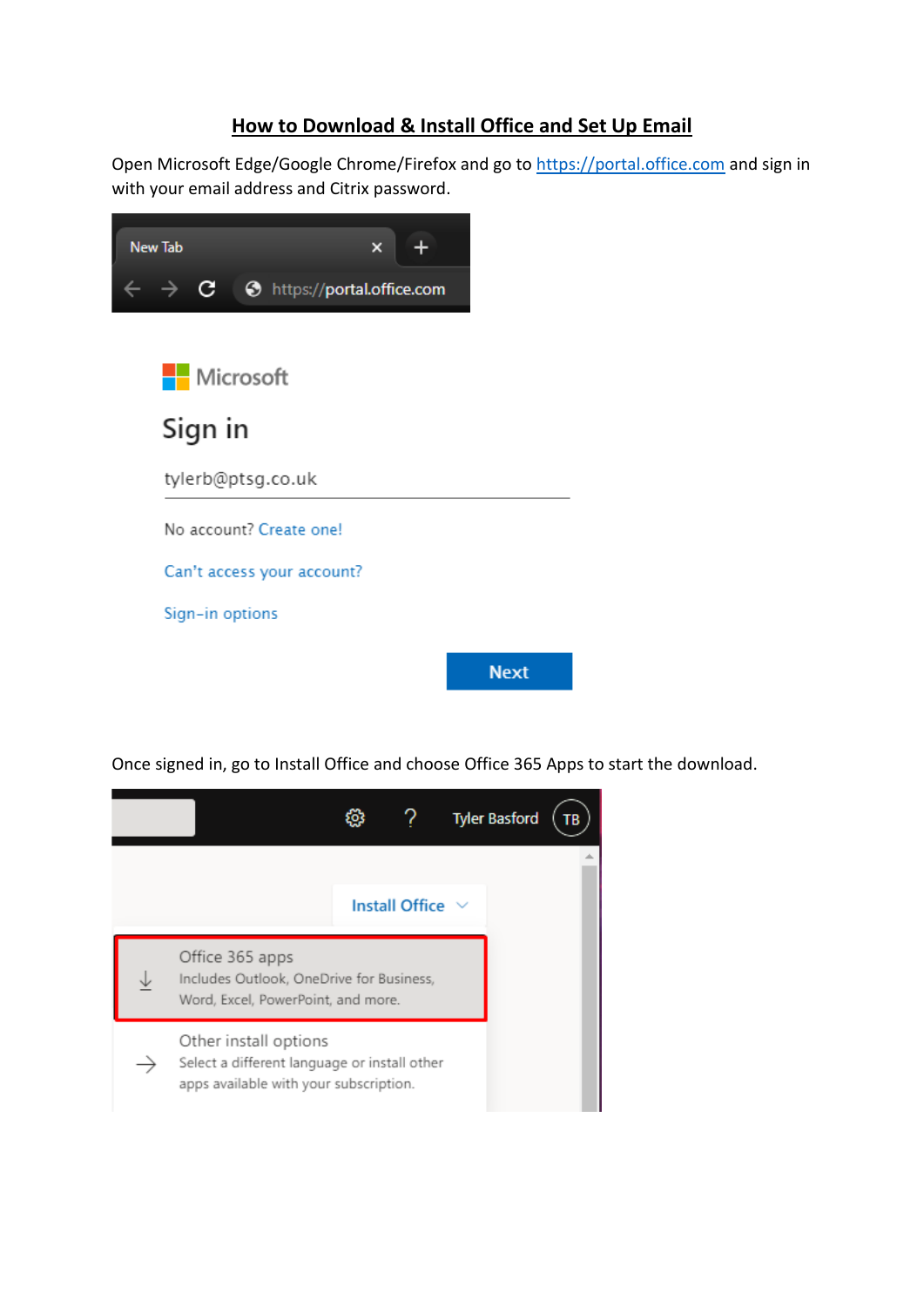# How to Download & Install Office and Set Up Email

Open Microsoft Edge/Google Chrome/Firefox and go to [https://portal.office.com](https://portal.office.com) and sign in with your email address and Citrix password.

Once signed in, go to Install Office and choose Office 365 Apps to start the download.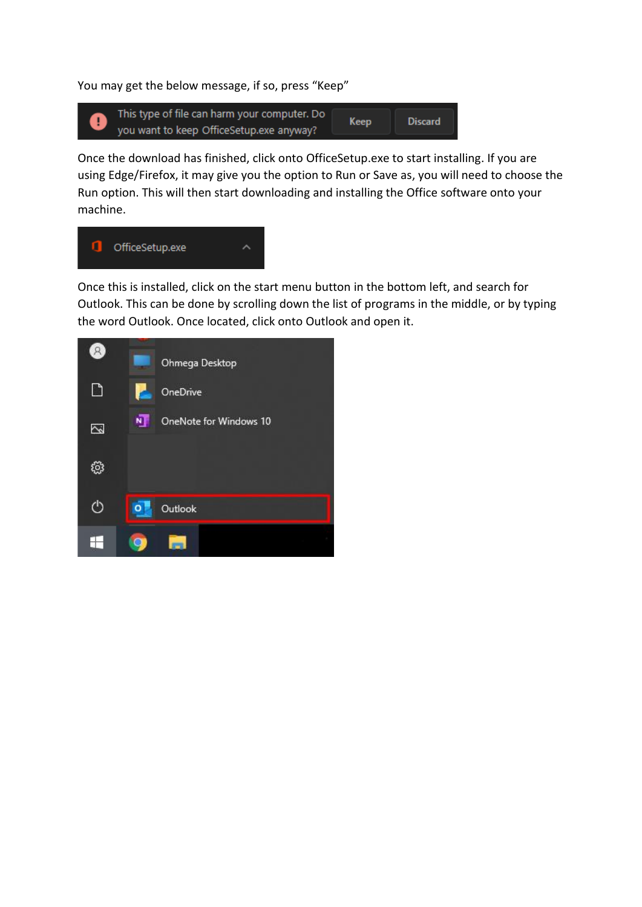You may get the below message, if so, press “Keep”

Once the download has finished, click onto OfficeSetup.exe to start installing. If you are using Edge/Firefox, it may give you the option to Run or Save as, you will need to choose the Run option. This will then start downloading and installing the Office software onto your machine.

Once this is installed, click on the start menu button in the bottom left, and search for Outlook. This can be done by scrolling down the list of programs in the middle, or by typing the word Outlook. Once located, click onto Outlook and open it.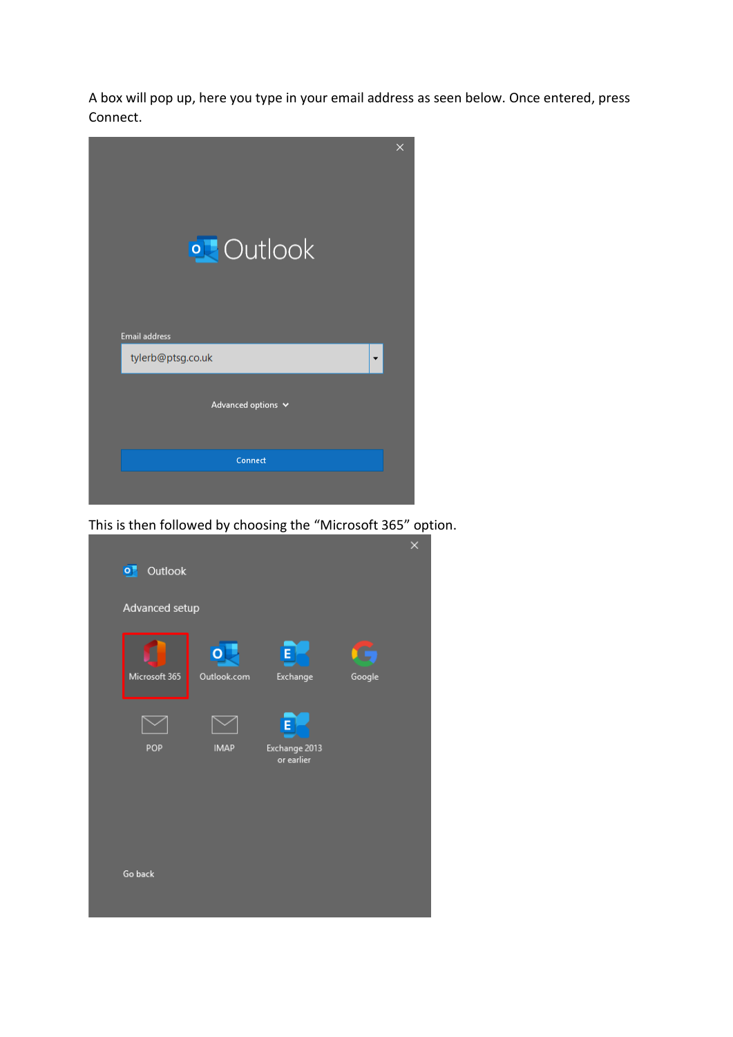A box will pop up, here you type in your email address as seen below. Once entered, press Connect.

This is then followed by choosing the “Microsoft 365” option.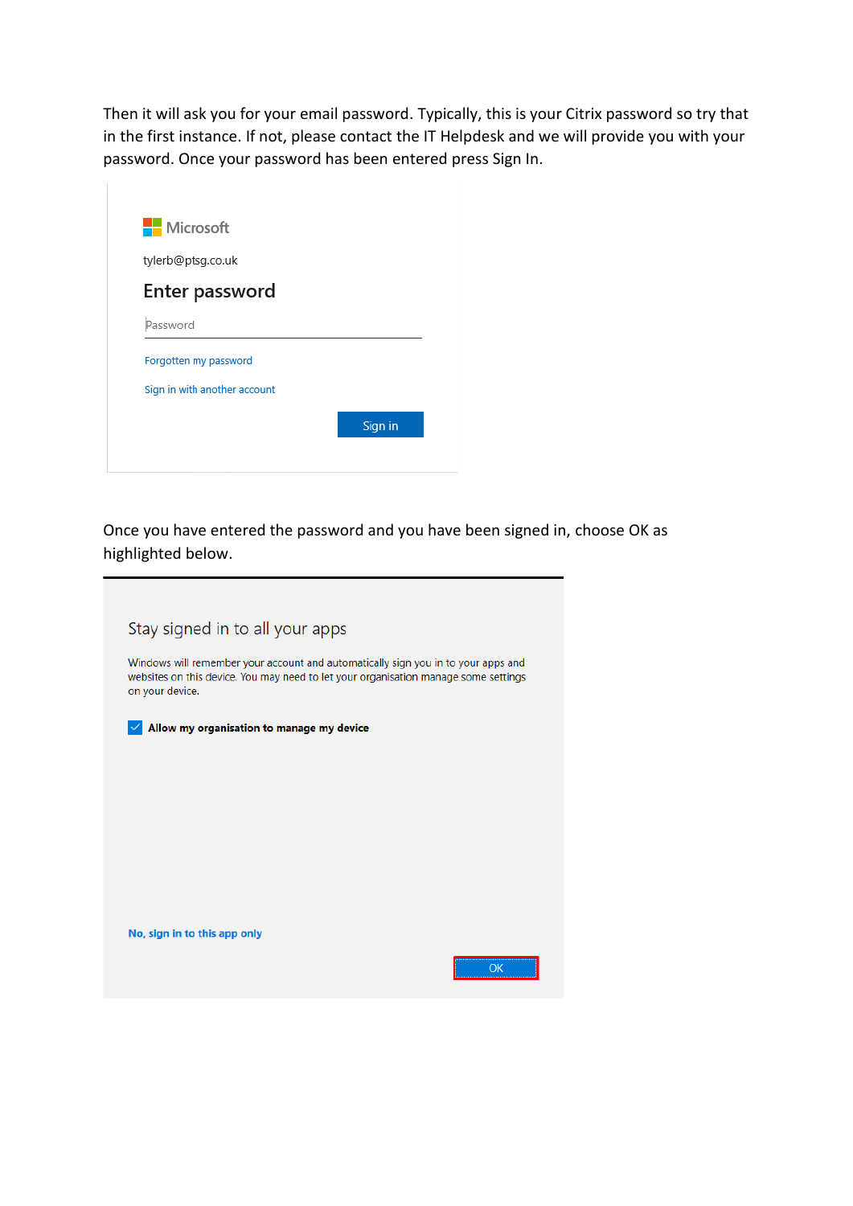Then it will ask you for your email password. Typically, this is your Citrix password so try that in the first instance. If not, please contact the IT Helpdesk and we will provide you with your password. Once your password has been entered press Sign In.

Microsoft

tylerb@ptsg.co.uk

Enter password

Password

Forgotten my password

Sign in with another account

Sign in

Once you have entered the password and you have been signed in, choose OK as highlighted below.

Stay signed in to all your apps

Windows will remember your account and automatically sign you in to your apps and websites on this device. You may need to let your organisation manage some settings on your device.

Allow my organisation to manage my device

No, sign in to this app only

OK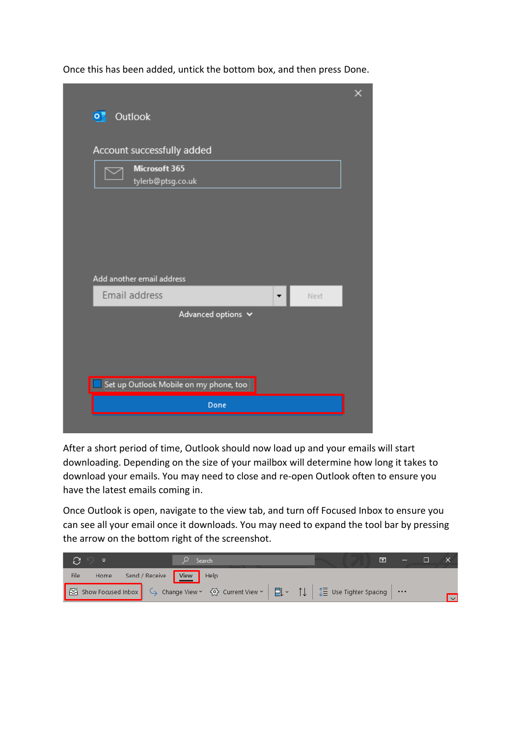Once this has been added, untick the bottom box, and then press Done.

After a short period of time, Outlook should now load up and your emails will start downloading. Depending on the size of your mailbox will determine how long it takes to download your emails. You may need to close and re-open Outlook often to ensure you have the latest emails coming in.

Once Outlook is open, navigate to the view tab, and turn off Focused Inbox to ensure you can see all your email once it downloads. You may need to expand the tool bar by pressing the arrow on the bottom right of the screenshot.